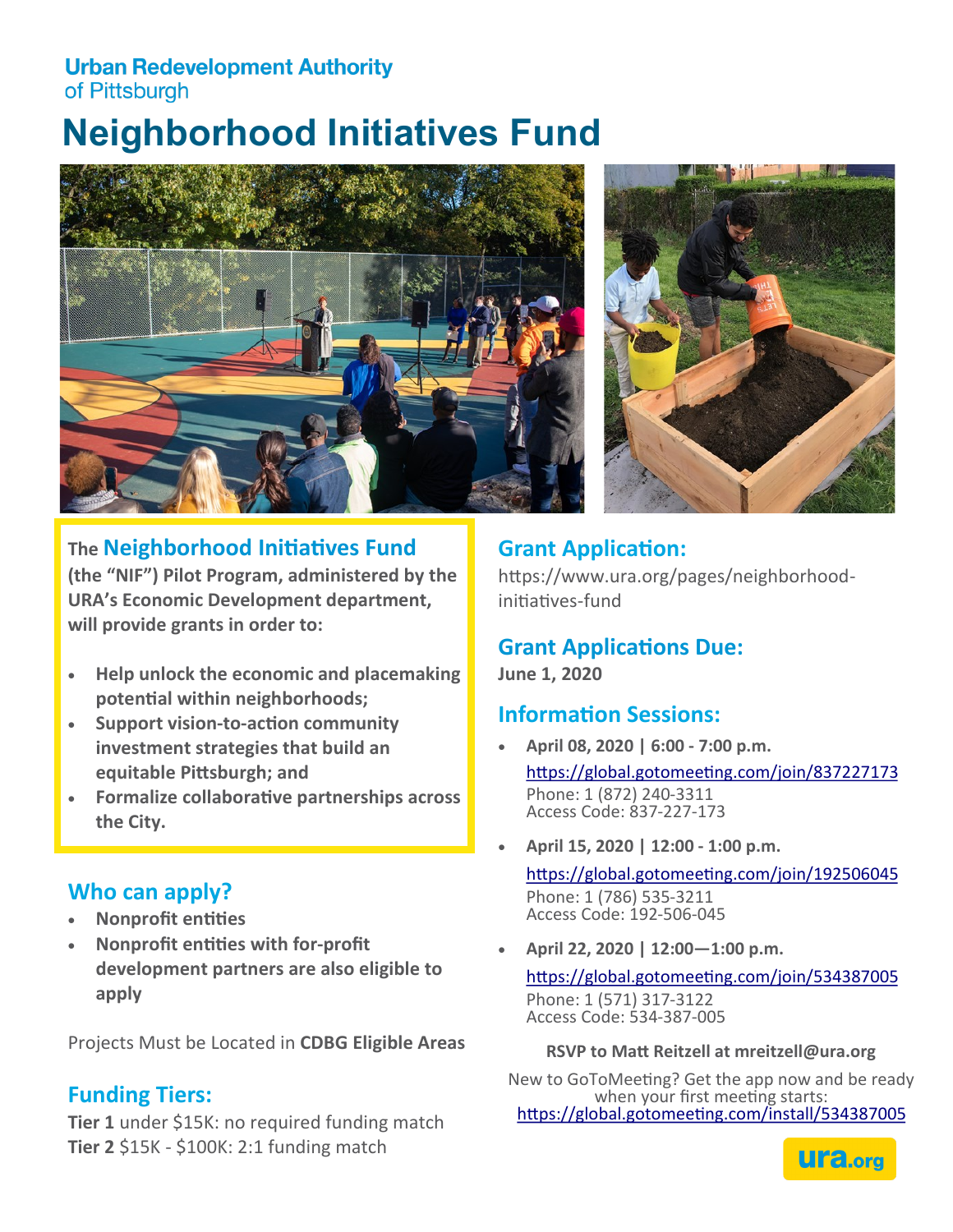**Urban Redevelopment Authority**
of Pittsburgh

# Neighborhood Initiatives Fund

**The Neighborhood Initiatives Fund (the "NIF") Pilot Program, administered by the URA's Economic Development department, will provide grants in order to:**

- **Help unlock the economic and placemaking potential within neighborhoods;**
- **Support vision-to-action community investment strategies that build an equitable Pittsburgh; and**
- **Formalize collaborative partnerships across the City.**

## Who can apply?

- **Nonprofit entities**
- **Nonprofit entities with for-profit development partners are also eligible to apply**

Projects Must be Located in **CDBG Eligible Areas**

## Funding Tiers:

**Tier 1** under $15K: no required funding match
**Tier 2** $15K - $100K: 2:1 funding match

## Grant Application:

https://www.ura.org/pages/neighborhood-initiatives-fund

## Grant Applications Due:

**June 1, 2020**

## Information Sessions:

- **April 08, 2020 | 6:00 - 7:00 p.m.**
  https://global.gotomeeting.com/join/837227173
  Phone: 1 (872) 240-3311
  Access Code: 837-227-173
- **April 15, 2020 | 12:00 - 1:00 p.m.**
  https://global.gotomeeting.com/join/192506045
  Phone: 1 (786) 535-3211
  Access Code: 192-506-045
- **April 22, 2020 | 12:00—1:00 p.m.**
  https://global.gotomeeting.com/join/534387005
  Phone: 1 (571) 317-3122
  Access Code: 534-387-005

**RSVP to Matt Reitzell at mreitzell@ura.org**

New to GoToMeeting? Get the app now and be ready when your first meeting starts:
https://global.gotomeeting.com/install/534387005

ura.org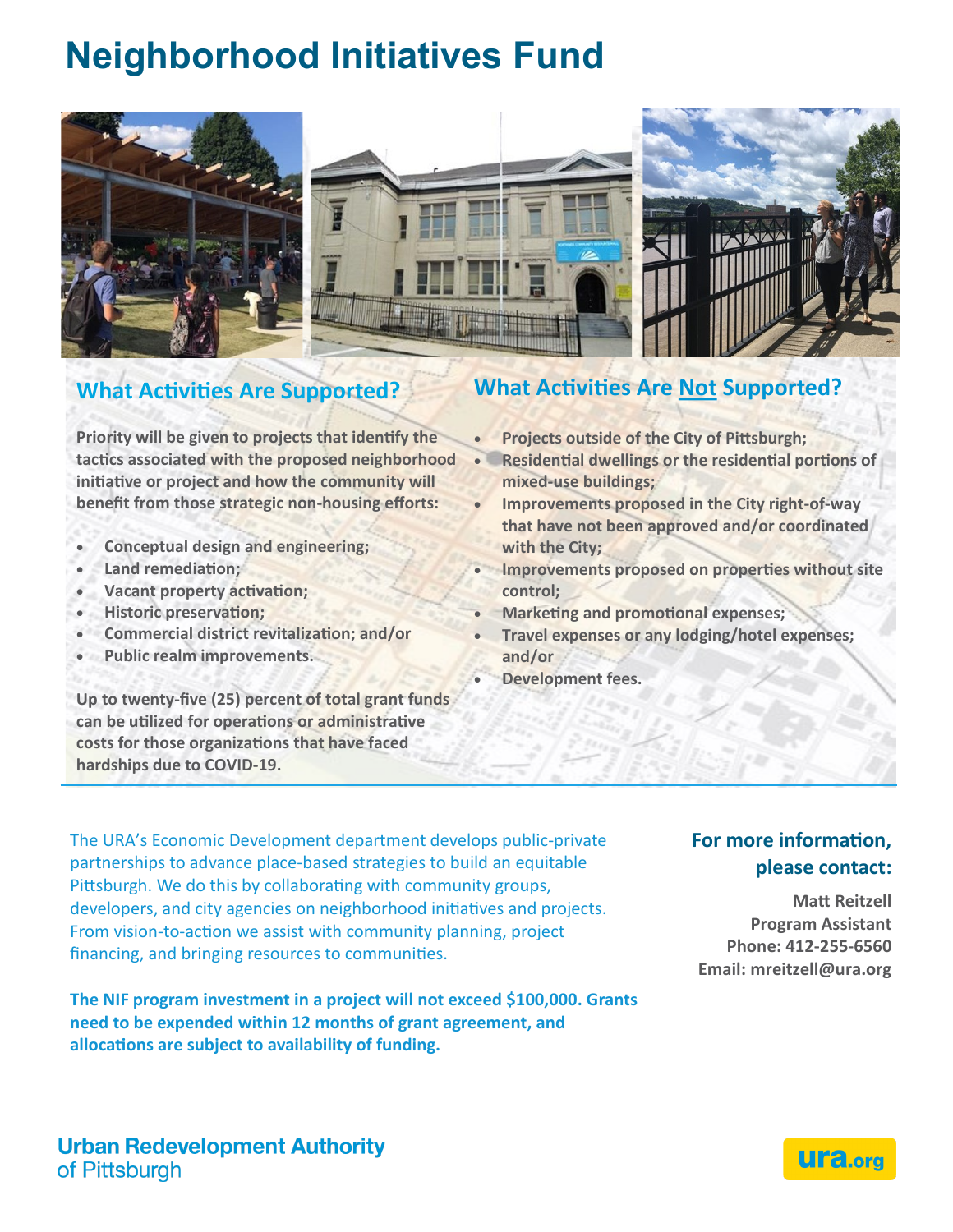# Neighborhood Initiatives Fund

## What Activities Are Supported?

**Priority will be given to projects that identify the tactics associated with the proposed neighborhood initiative or project and how the community will benefit from those strategic non-housing efforts:**

- **Conceptual design and engineering;**
- **Land remediation;**
- **Vacant property activation;**
- **Historic preservation;**
- **Commercial district revitalization; and/or**
- **Public realm improvements.**

**Up to twenty-five (25) percent of total grant funds can be utilized for operations or administrative costs for those organizations that have faced hardships due to COVID-19.**

## What Activities Are Not Supported?

- **Projects outside of the City of Pittsburgh;**
- **Residential dwellings or the residential portions of mixed-use buildings;**
- **Improvements proposed in the City right-of-way that have not been approved and/or coordinated with the City;**
- **Improvements proposed on properties without site control;**
- **Marketing and promotional expenses;**
- **Travel expenses or any lodging/hotel expenses; and/or**
- **Development fees.**

The URA's Economic Development department develops public-private partnerships to advance place-based strategies to build an equitable Pittsburgh. We do this by collaborating with community groups, developers, and city agencies on neighborhood initiatives and projects. From vision-to-action we assist with community planning, project financing, and bringing resources to communities.

**The NIF program investment in a project will not exceed $100,000. Grants need to be expended within 12 months of grant agreement, and allocations are subject to availability of funding.**

### For more information, please contact:

**Matt Reitzell**
**Program Assistant**
**Phone: 412-255-6560**
**Email: mreitzell@ura.org**

Urban Redevelopment Authority of Pittsburgh

ura.org